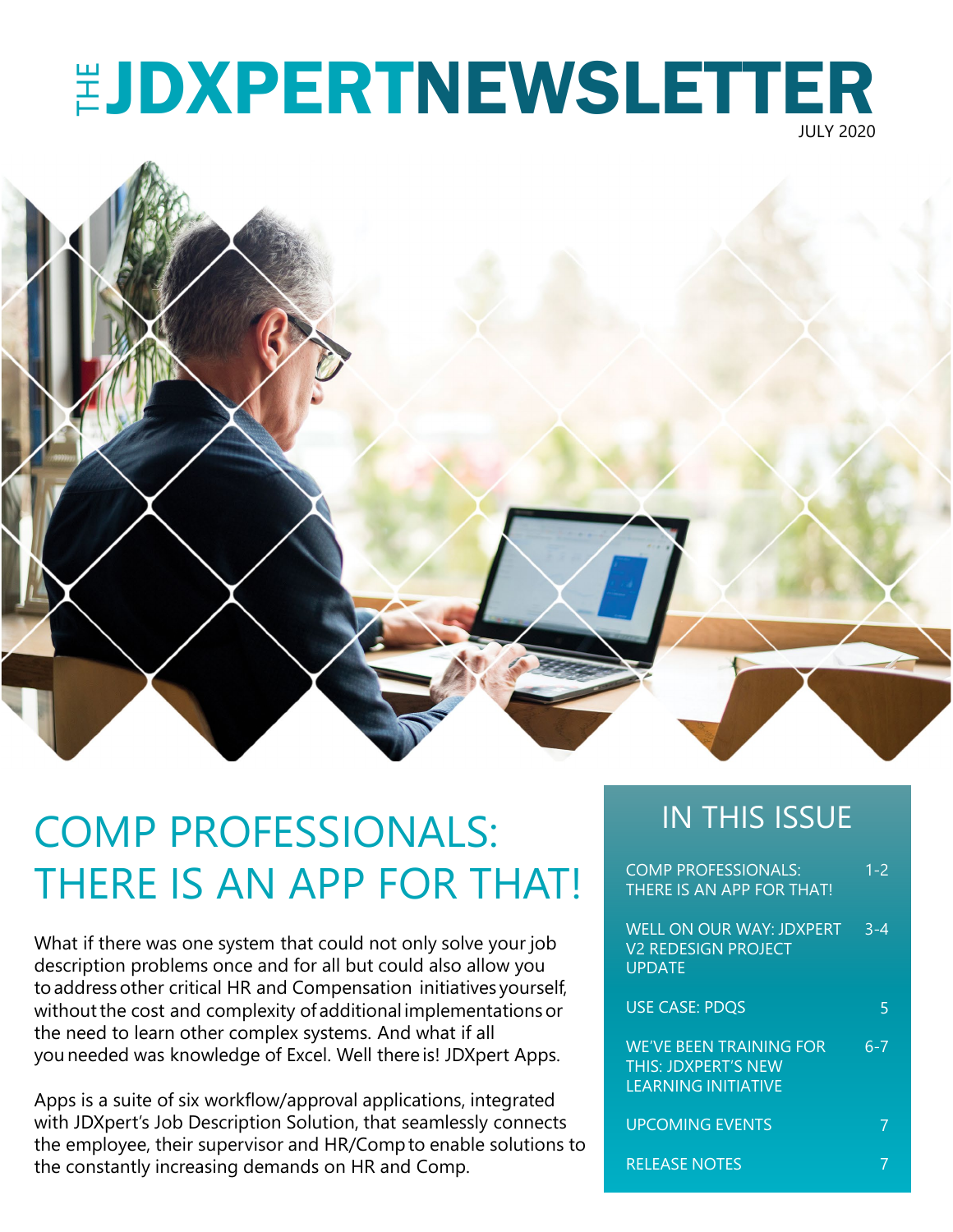# THE JDXPERT NEWSLETTER

JULY 2020

## COMP PROFESSIONALS: THERE IS AN APP FOR THAT!

What if there was one system that could not only solve your job description problems once and for all but could also allow you to address other critical HR and Compensation initiatives yourself, without the cost and complexity of additional implementations or the need to learn other complex systems. And what if all you needed was knowledge of Excel. Well there is! JDXpert Apps.

Apps is a suite of six workflow/approval applications, integrated with JDXpert's Job Description Solution, that seamlessly connects the employee, their supervisor and HR/Comp to enable solutions to the constantly increasing demands on HR and Comp.

## IN THIS ISSUE

| | |
|---|---|
| COMP PROFESSIONALS: THERE IS AN APP FOR THAT! | 1-2 |
| WELL ON OUR WAY: JDXPERT V2 REDESIGN PROJECT UPDATE | 3-4 |
| USE CASE: PDQS | 5 |
| WE'VE BEEN TRAINING FOR THIS: JDXPERT'S NEW LEARNING INITIATIVE | 6-7 |
| UPCOMING EVENTS | 7 |
| RELEASE NOTES | 7 |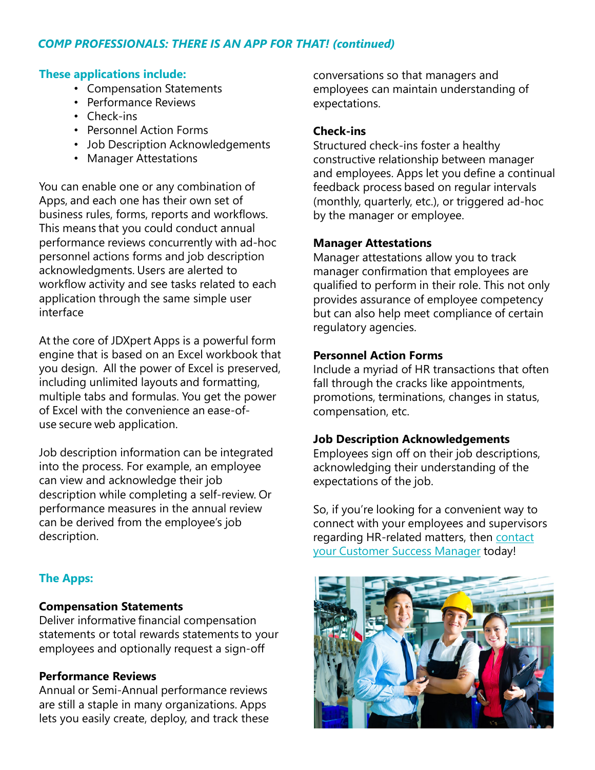*COMP PROFESSIONALS: THERE IS AN APP FOR THAT! (continued)*

**These applications include:**

- Compensation Statements
- Performance Reviews
- Check-ins
- Personnel Action Forms
- Job Description Acknowledgements
- Manager Attestations

You can enable one or any combination of Apps, and each one has their own set of business rules, forms, reports and workflows. This means that you could conduct annual performance reviews concurrently with ad-hoc personnel actions forms and job description acknowledgments. Users are alerted to workflow activity and see tasks related to each application through the same simple user interface

At the core of JDXpert Apps is a powerful form engine that is based on an Excel workbook that you design. All the power of Excel is preserved, including unlimited layouts and formatting, multiple tabs and formulas. You get the power of Excel with the convenience an ease-of-use secure web application.

Job description information can be integrated into the process. For example, an employee can view and acknowledge their job description while completing a self-review. Or performance measures in the annual review can be derived from the employee's job description.

**The Apps:**

**Compensation Statements**
Deliver informative financial compensation statements or total rewards statements to your employees and optionally request a sign-off

**Performance Reviews**
Annual or Semi-Annual performance reviews are still a staple in many organizations. Apps lets you easily create, deploy, and track these conversations so that managers and employees can maintain understanding of expectations.

**Check-ins**
Structured check-ins foster a healthy constructive relationship between manager and employees. Apps let you define a continual feedback process based on regular intervals (monthly, quarterly, etc.), or triggered ad-hoc by the manager or employee.

**Manager Attestations**
Manager attestations allow you to track manager confirmation that employees are qualified to perform in their role. This not only provides assurance of employee competency but can also help meet compliance of certain regulatory agencies.

**Personnel Action Forms**
Include a myriad of HR transactions that often fall through the cracks like appointments, promotions, terminations, changes in status, compensation, etc.

**Job Description Acknowledgements**
Employees sign off on their job descriptions, acknowledging their understanding of the expectations of the job.

So, if you're looking for a convenient way to connect with your employees and supervisors regarding HR-related matters, then contact your Customer Success Manager today!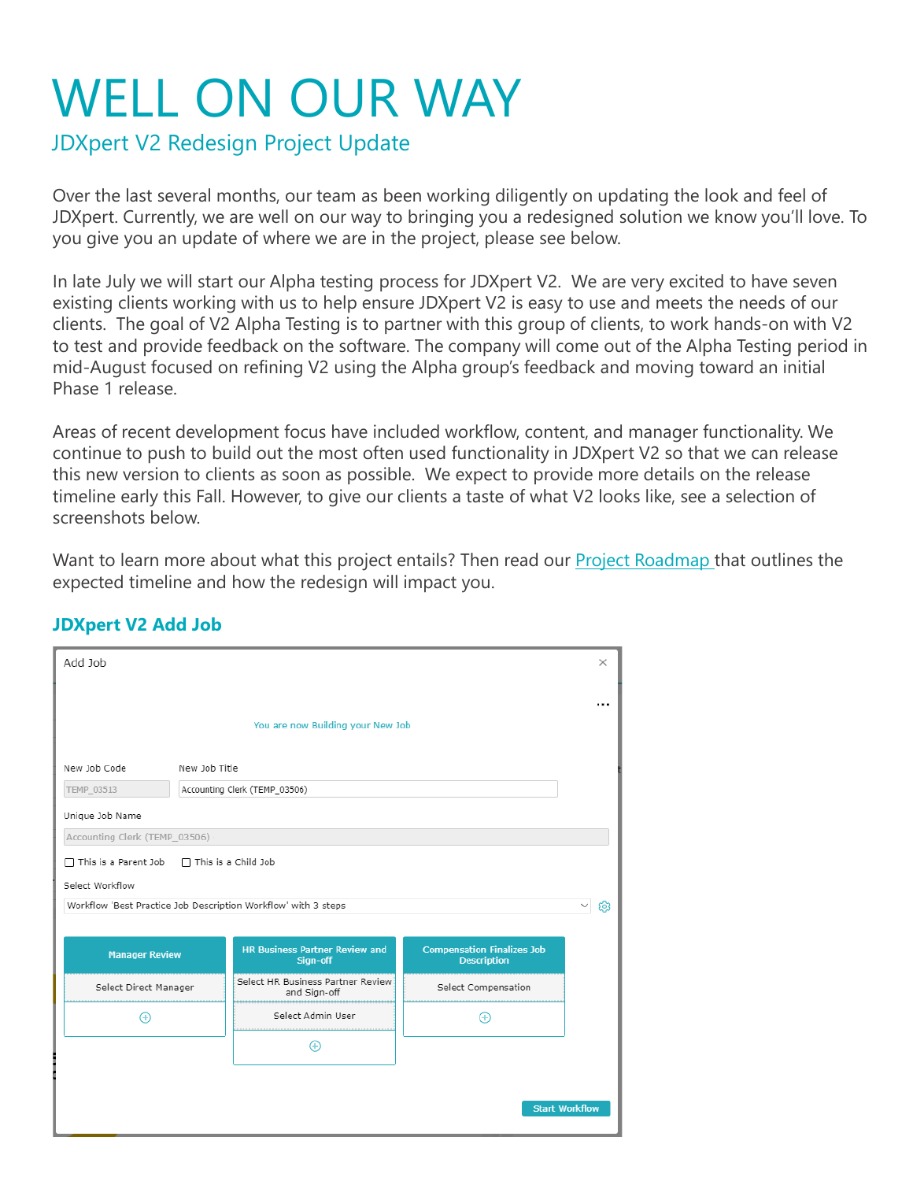# WELL ON OUR WAY

## JDXpert V2 Redesign Project Update

Over the last several months, our team as been working diligently on updating the look and feel of JDXpert. Currently, we are well on our way to bringing you a redesigned solution we know you'll love. To you give you an update of where we are in the project, please see below.

In late July we will start our Alpha testing process for JDXpert V2. We are very excited to have seven existing clients working with us to help ensure JDXpert V2 is easy to use and meets the needs of our clients. The goal of V2 Alpha Testing is to partner with this group of clients, to work hands-on with V2 to test and provide feedback on the software. The company will come out of the Alpha Testing period in mid-August focused on refining V2 using the Alpha group's feedback and moving toward an initial Phase 1 release.

Areas of recent development focus have included workflow, content, and manager functionality. We continue to push to build out the most often used functionality in JDXpert V2 so that we can release this new version to clients as soon as possible. We expect to provide more details on the release timeline early this Fall. However, to give our clients a taste of what V2 looks like, see a selection of screenshots below.

Want to learn more about what this project entails? Then read our Project Roadmap that outlines the expected timeline and how the redesign will impact you.

### JDXpert V2 Add Job

Add Job

You are now Building your New Job

New Job Code: TEMP_03513

New Job Title: Accounting Clerk (TEMP_03506)

Unique Job Name: Accounting Clerk (TEMP_03506)

☐ This is a Parent Job ☐ This is a Child Job

Select Workflow: Workflow 'Best Practice Job Description Workflow' with 3 steps

| Manager Review | HR Business Partner Review and Sign-off | Compensation Finalizes Job Description |
| --- | --- | --- |
| Select Direct Manager | Select HR Business Partner Review and Sign-off | Select Compensation |
| | Select Admin User | |

Start Workflow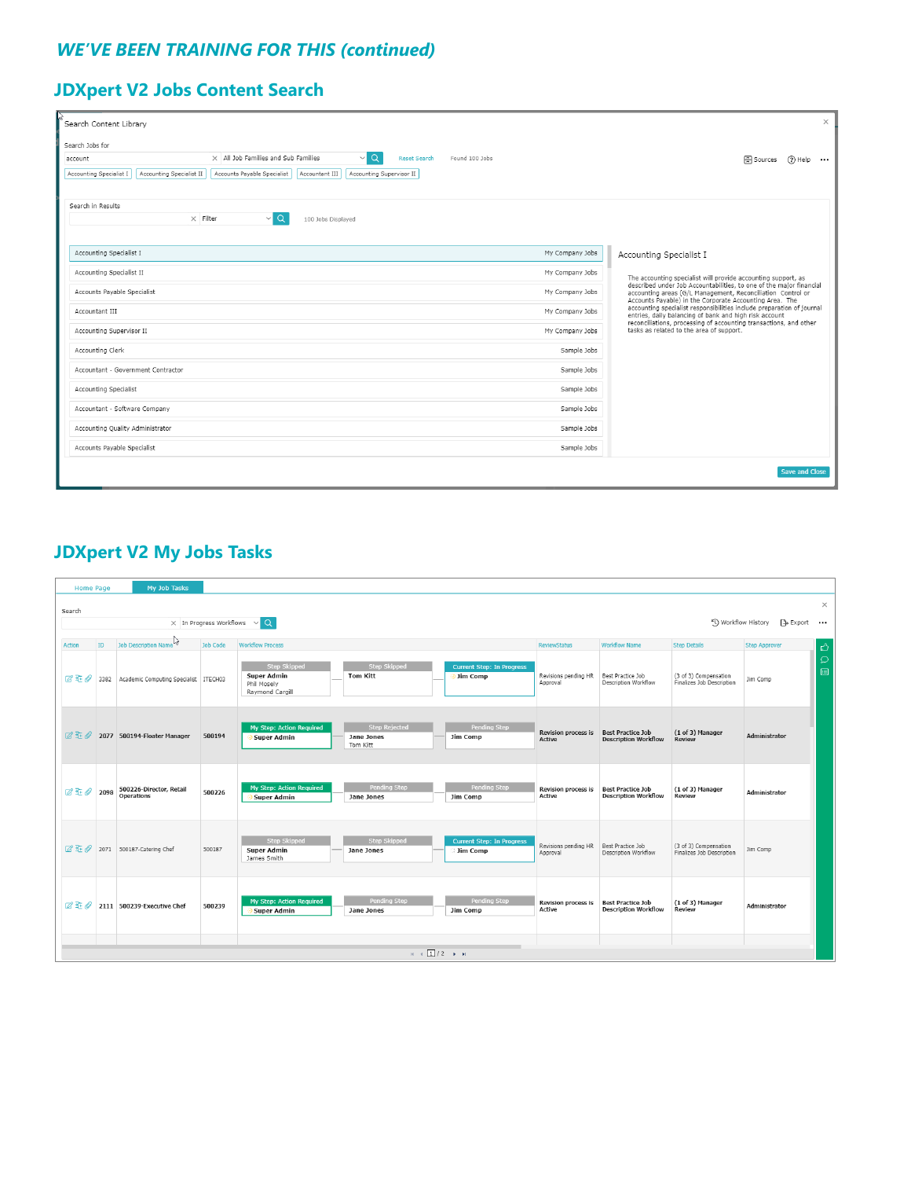## *WE'VE BEEN TRAINING FOR THIS (continued)*

## JDXpert V2 Jobs Content Search

Search Content Library

Search Jobs for

account | All Job Families and Sub Families | Reset Search | Found 100 Jobs

Sources | Help

Accounting Specialist I | Accounting Specialist II | Accounts Payable Specialist | Accountant III | Accounting Supervisor II

Search in Results

Filter | 100 Jobs Displayed

| Job | Source |
|---|---|
| Accounting Specialist I | My Company Jobs |
| Accounting Specialist II | My Company Jobs |
| Accounts Payable Specialist | My Company Jobs |
| Accountant III | My Company Jobs |
| Accounting Supervisor II | My Company Jobs |
| Accounting Clerk | Sample Jobs |
| Accountant - Government Contractor | Sample Jobs |
| Accounting Specialist | Sample Jobs |
| Accountant - Software Company | Sample Jobs |
| Accounting Quality Administrator | Sample Jobs |
| Accounts Payable Specialist | Sample Jobs |

Accounting Specialist I

The accounting specialist will provide accounting support, as described under Job Accountabilities, to one of the major financial accounting areas (G/L Management, Reconciliation Control or Accounts Payable) in the Corporate Accounting Area. The accounting specialist responsibilities include preparation of journal entries, daily balancing of bank and high risk account reconciliations, processing of accounting transactions, and other tasks as related to the area of support.

Save and Close

## JDXpert V2 My Jobs Tasks

Home Page | My Job Tasks

Search

In Progress Workflows | Workflow History | Export

| Action | ID | Job Description Name | Job Code | Workflow Process | ReviewStatus | Workflow Name | Step Details | Step Approver |
|---|---|---|---|---|---|---|---|---|
| | 3382 | Academic Computing Specialist | ITECH03 | Step Skipped: Super Admin, Phil Mosely, Raymond Cargill → Step Skipped: Tom Kitt → Current Step: In Progress: Jim Comp | Revisions pending HR Approval | Best Practice Job Description Workflow | (3 of 3) Compensation Finalizes Job Description | Jim Comp |
| | 2077 | 500194-Floater Manager | 500194 | My Step: Action Required: Super Admin → Step Rejected: Jane Jones, Tom Kitt → Pending Step: Jim Comp | Revision process is Active | Best Practice Job Description Workflow | (1 of 3) Manager Review | Administrator |
| | 2098 | 500226-Director, Retail Operations | 500226 | My Step: Action Required: Super Admin → Pending Step: Jane Jones → Pending Step: Jim Comp | Revision process is Active | Best Practice Job Description Workflow | (1 of 3) Manager Review | Administrator |
| | 2071 | 500187-Catering Chef | 500187 | Step Skipped: Super Admin, James Smith → Step Skipped: Jane Jones → Current Step: In Progress: Jim Comp | Revisions pending HR Approval | Best Practice Job Description Workflow | (3 of 3) Compensation Finalizes Job Description | Jim Comp |
| | 2111 | 500239-Executive Chef | 500239 | My Step: Action Required: Super Admin → Pending Step: Jane Jones → Pending Step: Jim Comp | Revision process is Active | Best Practice Job Description Workflow | (1 of 3) Manager Review | Administrator |

1 / 2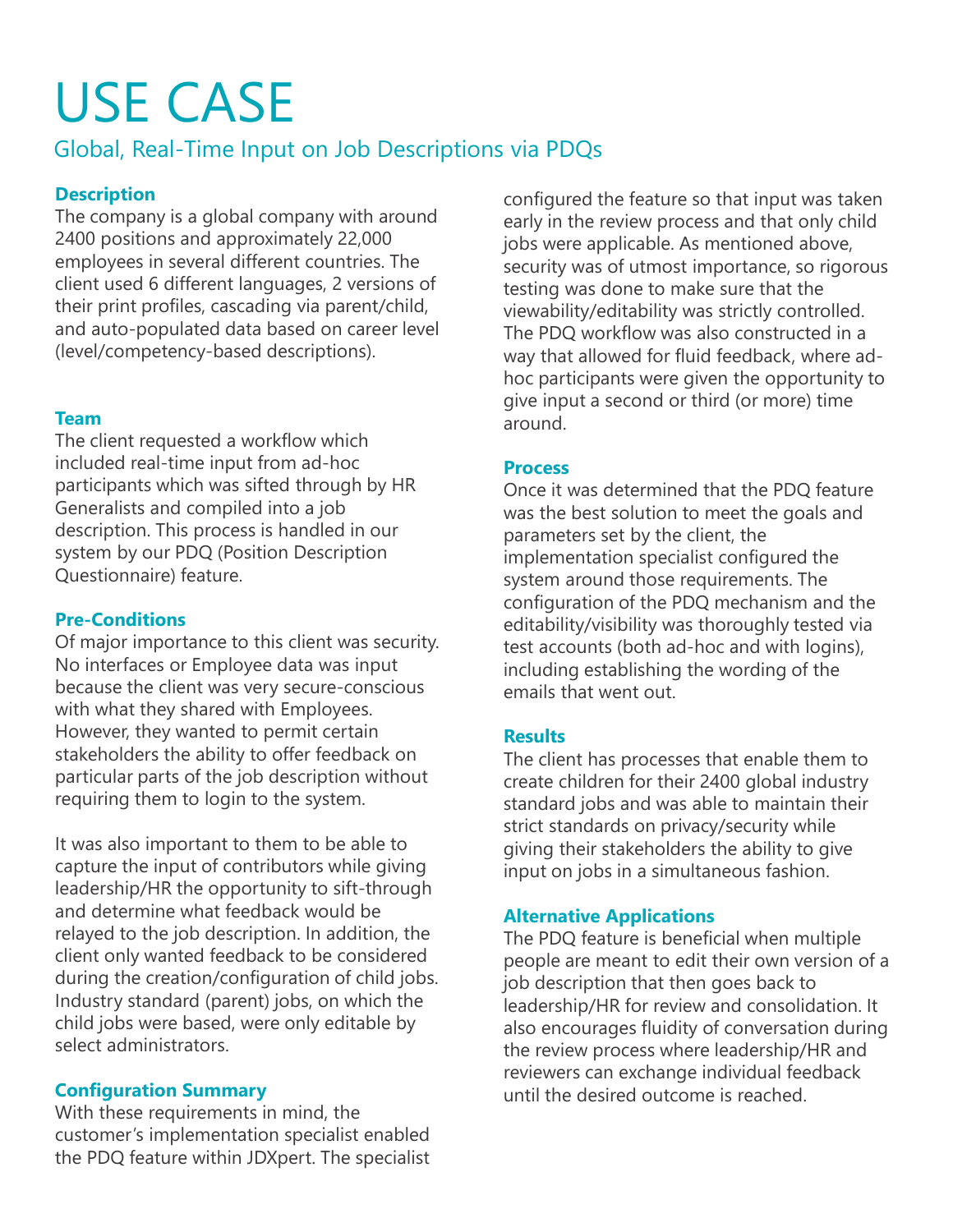# USE CASE

## Global, Real-Time Input on Job Descriptions via PDQs

### Description

The company is a global company with around 2400 positions and approximately 22,000 employees in several different countries. The client used 6 different languages, 2 versions of their print profiles, cascading via parent/child, and auto-populated data based on career level (level/competency-based descriptions).

### Team

The client requested a workflow which included real-time input from ad-hoc participants which was sifted through by HR Generalists and compiled into a job description. This process is handled in our system by our PDQ (Position Description Questionnaire) feature.

### Pre-Conditions

Of major importance to this client was security. No interfaces or Employee data was input because the client was very secure-conscious with what they shared with Employees. However, they wanted to permit certain stakeholders the ability to offer feedback on particular parts of the job description without requiring them to login to the system.

It was also important to them to be able to capture the input of contributors while giving leadership/HR the opportunity to sift-through and determine what feedback would be relayed to the job description. In addition, the client only wanted feedback to be considered during the creation/configuration of child jobs. Industry standard (parent) jobs, on which the child jobs were based, were only editable by select administrators.

### Configuration Summary

With these requirements in mind, the customer's implementation specialist enabled the PDQ feature within JDXpert. The specialist configured the feature so that input was taken early in the review process and that only child jobs were applicable. As mentioned above, security was of utmost importance, so rigorous testing was done to make sure that the viewability/editability was strictly controlled. The PDQ workflow was also constructed in a way that allowed for fluid feedback, where ad-hoc participants were given the opportunity to give input a second or third (or more) time around.

### Process

Once it was determined that the PDQ feature was the best solution to meet the goals and parameters set by the client, the implementation specialist configured the system around those requirements. The configuration of the PDQ mechanism and the editability/visibility was thoroughly tested via test accounts (both ad-hoc and with logins), including establishing the wording of the emails that went out.

### Results

The client has processes that enable them to create children for their 2400 global industry standard jobs and was able to maintain their strict standards on privacy/security while giving their stakeholders the ability to give input on jobs in a simultaneous fashion.

### Alternative Applications

The PDQ feature is beneficial when multiple people are meant to edit their own version of a job description that then goes back to leadership/HR for review and consolidation. It also encourages fluidity of conversation during the review process where leadership/HR and reviewers can exchange individual feedback until the desired outcome is reached.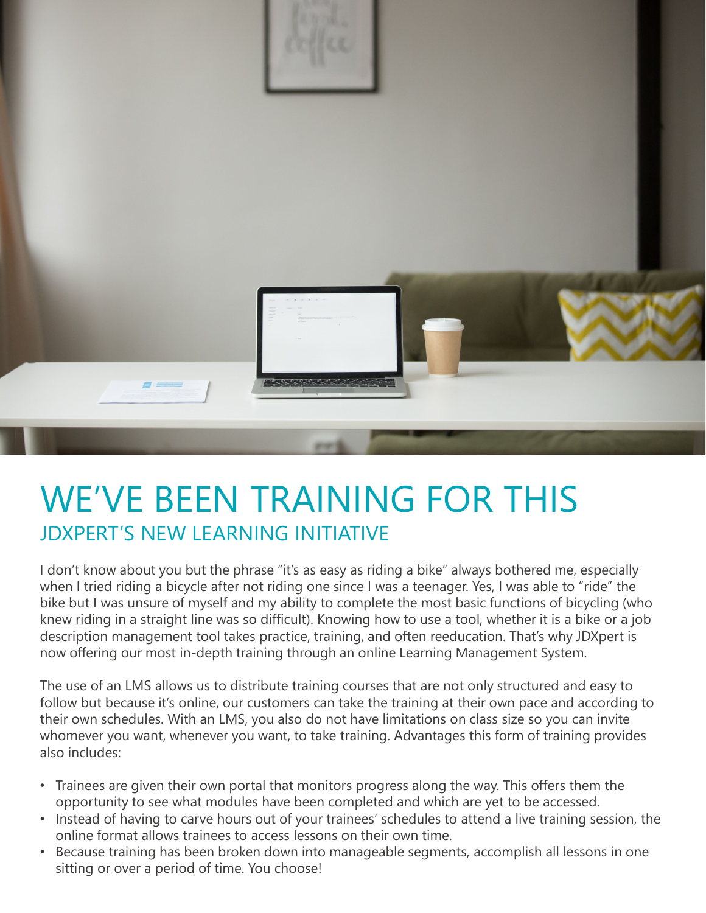# WE'VE BEEN TRAINING FOR THIS

## JDXPERT'S NEW LEARNING INITIATIVE

I don't know about you but the phrase "it's as easy as riding a bike" always bothered me, especially when I tried riding a bicycle after not riding one since I was a teenager. Yes, I was able to "ride" the bike but I was unsure of myself and my ability to complete the most basic functions of bicycling (who knew riding in a straight line was so difficult). Knowing how to use a tool, whether it is a bike or a job description management tool takes practice, training, and often reeducation. That's why JDXpert is now offering our most in-depth training through an online Learning Management System.

The use of an LMS allows us to distribute training courses that are not only structured and easy to follow but because it's online, our customers can take the training at their own pace and according to their own schedules. With an LMS, you also do not have limitations on class size so you can invite whomever you want, whenever you want, to take training. Advantages this form of training provides also includes:

- Trainees are given their own portal that monitors progress along the way. This offers them the opportunity to see what modules have been completed and which are yet to be accessed.
- Instead of having to carve hours out of your trainees' schedules to attend a live training session, the online format allows trainees to access lessons on their own time.
- Because training has been broken down into manageable segments, accomplish all lessons in one sitting or over a period of time. You choose!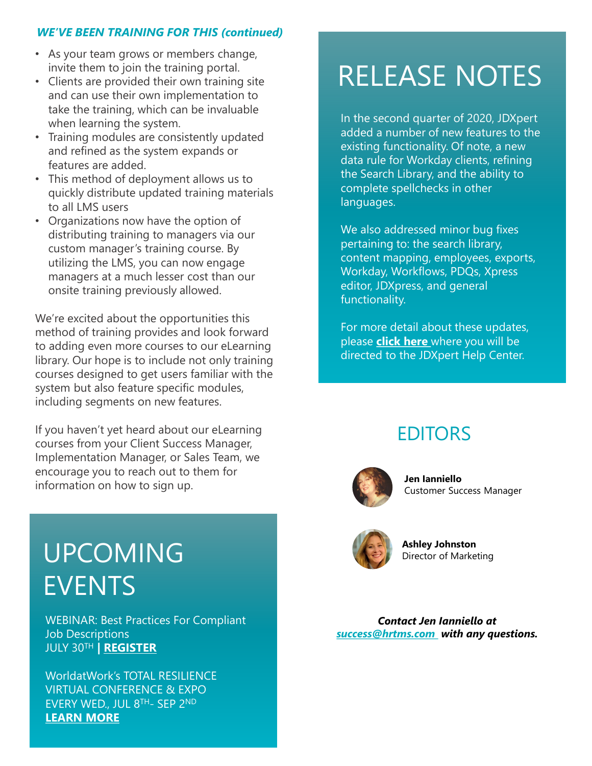### *WE'VE BEEN TRAINING FOR THIS (continued)*

- As your team grows or members change, invite them to join the training portal.
- Clients are provided their own training site and can use their own implementation to take the training, which can be invaluable when learning the system.
- Training modules are consistently updated and refined as the system expands or features are added.
- This method of deployment allows us to quickly distribute updated training materials to all LMS users
- Organizations now have the option of distributing training to managers via our custom manager's training course. By utilizing the LMS, you can now engage managers at a much lesser cost than our onsite training previously allowed.

We're excited about the opportunities this method of training provides and look forward to adding even more courses to our eLearning library. Our hope is to include not only training courses designed to get users familiar with the system but also feature specific modules, including segments on new features.

If you haven't yet heard about our eLearning courses from your Client Success Manager, Implementation Manager, or Sales Team, we encourage you to reach out to them for information on how to sign up.

# UPCOMING EVENTS

WEBINAR: Best Practices For Compliant Job Descriptions
JULY 30TH | **REGISTER**

WorldatWork's TOTAL RESILIENCE VIRTUAL CONFERENCE & EXPO
EVERY WED., JUL 8TH- SEP 2ND
**LEARN MORE**

# RELEASE NOTES

In the second quarter of 2020, JDXpert added a number of new features to the existing functionality. Of note, a new data rule for Workday clients, refining the Search Library, and the ability to complete spellchecks in other languages.

We also addressed minor bug fixes pertaining to: the search library, content mapping, employees, exports, Workday, Workflows, PDQs, Xpress editor, JDXpress, and general functionality.

For more detail about these updates, please **click here** where you will be directed to the JDXpert Help Center.

## EDITORS

**Jen Ianniello**
Customer Success Manager

**Ashley Johnston**
Director of Marketing

***Contact Jen Ianniello at success@hrtms.com with any questions.***